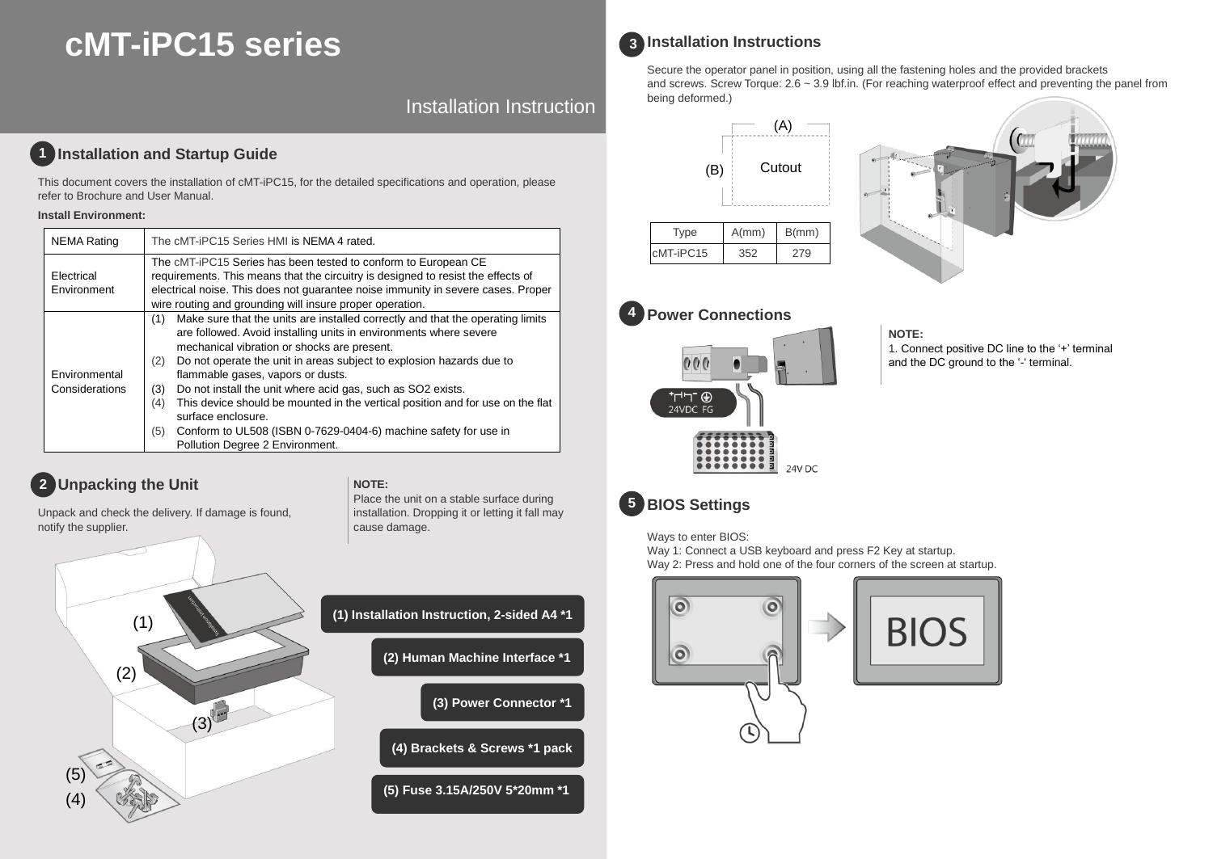# cMT-iPC15 series

Installation Instruction

## 1 Installation and Startup Guide

This document covers the installation of cMT-iPC15, for the detailed specifications and operation, please refer to Brochure and User Manual.

**Install Environment:**

| NEMA Rating | The cMT-iPC15 Series HMI is NEMA 4 rated. |
|---|---|
| Electrical Environment | The cMT-iPC15 Series has been tested to conform to European CE requirements. This means that the circuitry is designed to resist the effects of electrical noise. This does not guarantee noise immunity in severe cases. Proper wire routing and grounding will insure proper operation. |
| Environmental Considerations | (1) Make sure that the units are installed correctly and that the operating limits are followed. Avoid installing units in environments where severe mechanical vibration or shocks are present.<br>(2) Do not operate the unit in areas subject to explosion hazards due to flammable gases, vapors or dusts.<br>(3) Do not install the unit where acid gas, such as SO2 exists.<br>(4) This device should be mounted in the vertical position and for use on the flat surface enclosure.<br>(5) Conform to UL508 (ISBN 0-7629-0404-6) machine safety for use in Pollution Degree 2 Environment. |

## 2 Unpacking the Unit

Unpack and check the delivery. If damage is found, notify the supplier.

**NOTE:**
Place the unit on a stable surface during installation. Dropping it or letting it fall may cause damage.

- (1) Installation Instruction, 2-sided A4 *1
- (2) Human Machine Interface *1
- (3) Power Connector *1
- (4) Brackets & Screws *1 pack
- (5) Fuse 3.15A/250V 5*20mm *1

## 3 Installation Instructions

Secure the operator panel in position, using all the fastening holes and the provided brackets and screws. Screw Torque: 2.6 ~ 3.9 lbf.in. (For reaching waterproof effect and preventing the panel from being deformed.)

(A)

(B) Cutout

| Type | A(mm) | B(mm) |
|---|---|---|
| cMT-iPC15 | 352 | 279 |

## 4 Power Connections

24VDC FG

24V DC

**NOTE:**
1. Connect positive DC line to the '+' terminal and the DC ground to the '-' terminal.

## 5 BIOS Settings

Ways to enter BIOS:
Way 1: Connect a USB keyboard and press F2 Key at startup.
Way 2: Press and hold one of the four corners of the screen at startup.

BIOS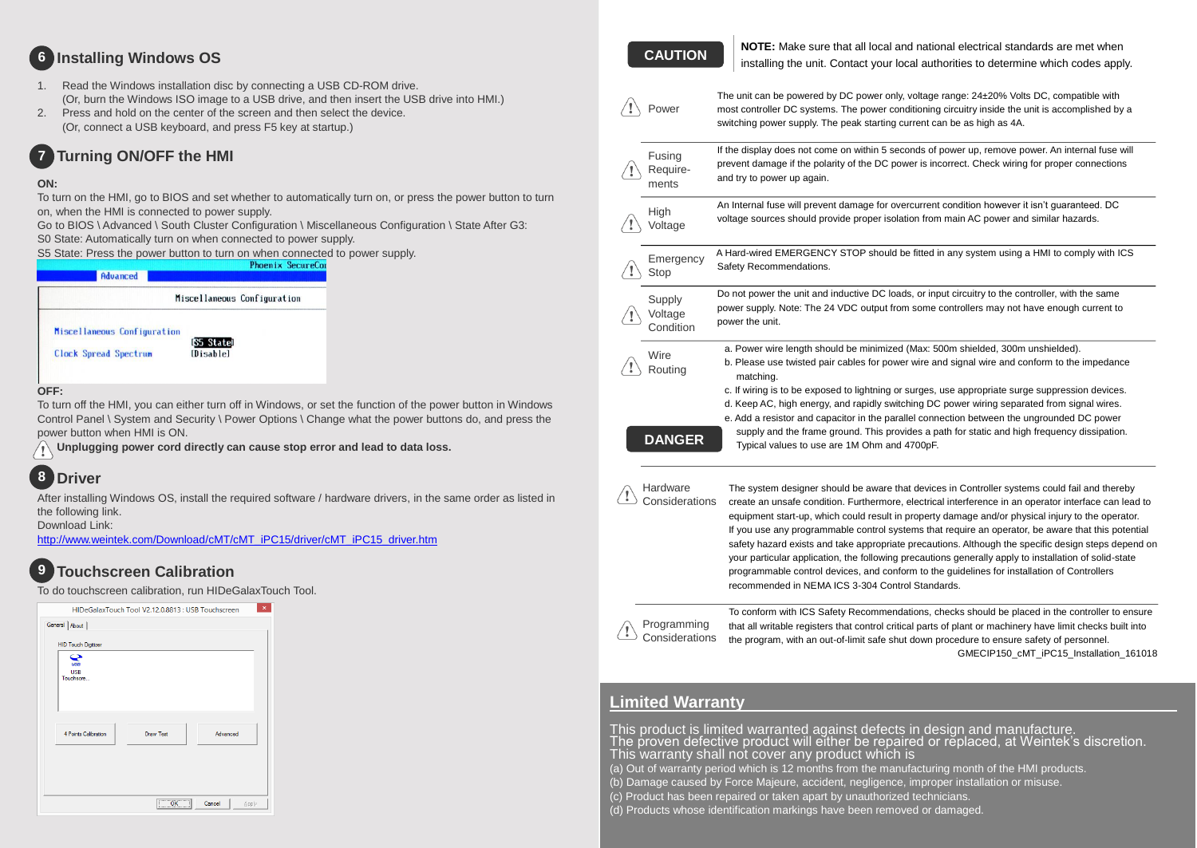## 6 Installing Windows OS

1. Read the Windows installation disc by connecting a USB CD-ROM drive.
   (Or, burn the Windows ISO image to a USB drive, and then insert the USB drive into HMI.)
2. Press and hold on the center of the screen and then select the device.
   (Or, connect a USB keyboard, and press F5 key at startup.)

## 7 Turning ON/OFF the HMI

**ON:**

To turn on the HMI, go to BIOS and set whether to automatically turn on, or press the power button to turn on, when the HMI is connected to power supply.
Go to BIOS \ Advanced \ South Cluster Configuration \ Miscellaneous Configuration \ State After G3:
S0 State: Automatically turn on when connected to power supply.
S5 State: Press the power button to turn on when connected to power supply.

Phoenix SecureCor
Advanced
Miscellaneous Configuration
Miscellaneous Configuration
Clock Spread Spectrum
[S5 State]
[Disable]

**OFF:**

To turn off the HMI, you can either turn off in Windows, or set the function of the power button in Windows Control Panel \ System and Security \ Power Options \ Change what the power buttons do, and press the power button when HMI is ON.

**Unplugging power cord directly can cause stop error and lead to data loss.**

## 8 Driver

After installing Windows OS, install the required software / hardware drivers, in the same order as listed in the following link.
Download Link:
http://www.weintek.com/Download/cMT/cMT_iPC15/driver/cMT_iPC15_driver.htm

## 9 Touchscreen Calibration

To do touchscreen calibration, run HIDeGalaxTouch Tool.

HIDeGalaxTouch Tool V2.12.0.8813 : USB Touchscreen
General | About
HID Touch Digitizer
USB
USB Touchscre...
4 Points Calibration
Draw Test
Advanced
OK
Cancel
Apply

**CAUTION**

**NOTE:** Make sure that all local and national electrical standards are met when installing the unit. Contact your local authorities to determine which codes apply.

| | |
|---|---|
| Power | The unit can be powered by DC power only, voltage range: 24±20% Volts DC, compatible with most controller DC systems. The power conditioning circuitry inside the unit is accomplished by a switching power supply. The peak starting current can be as high as 4A. |
| Fusing Require-ments | If the display does not come on within 5 seconds of power up, remove power. An internal fuse will prevent damage if the polarity of the DC power is incorrect. Check wiring for proper connections and try to power up again. |
| High Voltage | An Internal fuse will prevent damage for overcurrent condition however it isn't guaranteed. DC voltage sources should provide proper isolation from main AC power and similar hazards. |
| Emergency Stop | A Hard-wired EMERGENCY STOP should be fitted in any system using a HMI to comply with ICS Safety Recommendations. |
| Supply Voltage Condition | Do not power the unit and inductive DC loads, or input circuitry to the controller, with the same power supply. Note: The 24 VDC output from some controllers may not have enough current to power the unit. |
| Wire Routing | a. Power wire length should be minimized (Max: 500m shielded, 300m unshielded).<br>b. Please use twisted pair cables for power wire and signal wire and conform to the impedance matching.<br>c. If wiring is to be exposed to lightning or surges, use appropriate surge suppression devices.<br>d. Keep AC, high energy, and rapidly switching DC power wiring separated from signal wires.<br>e. Add a resistor and capacitor in the parallel connection between the ungrounded DC power supply and the frame ground. This provides a path for static and high frequency dissipation. Typical values to use are 1M Ohm and 4700pF. |

**DANGER**

| | |
|---|---|
| Hardware Considerations | The system designer should be aware that devices in Controller systems could fail and thereby create an unsafe condition. Furthermore, electrical interference in an operator interface can lead to equipment start-up, which could result in property damage and/or physical injury to the operator.<br>If you use any programmable control systems that require an operator, be aware that this potential safety hazard exists and take appropriate precautions. Although the specific design steps depend on your particular application, the following precautions generally apply to installation of solid-state programmable control devices, and conform to the guidelines for installation of Controllers recommended in NEMA ICS 3-304 Control Standards. |
| Programming Considerations | To conform with ICS Safety Recommendations, checks should be placed in the controller to ensure that all writable registers that control critical parts of plant or machinery have limit checks built into the program, with an out-of-limit safe shut down procedure to ensure safety of personnel. |

GMECIP150_cMT_iPC15_Installation_161018

## Limited Warranty

This product is limited warranted against defects in design and manufacture.
The proven defective product will either be repaired or replaced, at Weintek's discretion.
This warranty shall not cover any product which is

(a) Out of warranty period which is 12 months from the manufacturing month of the HMI products.
(b) Damage caused by Force Majeure, accident, negligence, improper installation or misuse.
(c) Product has been repaired or taken apart by unauthorized technicians.
(d) Products whose identification markings have been removed or damaged.